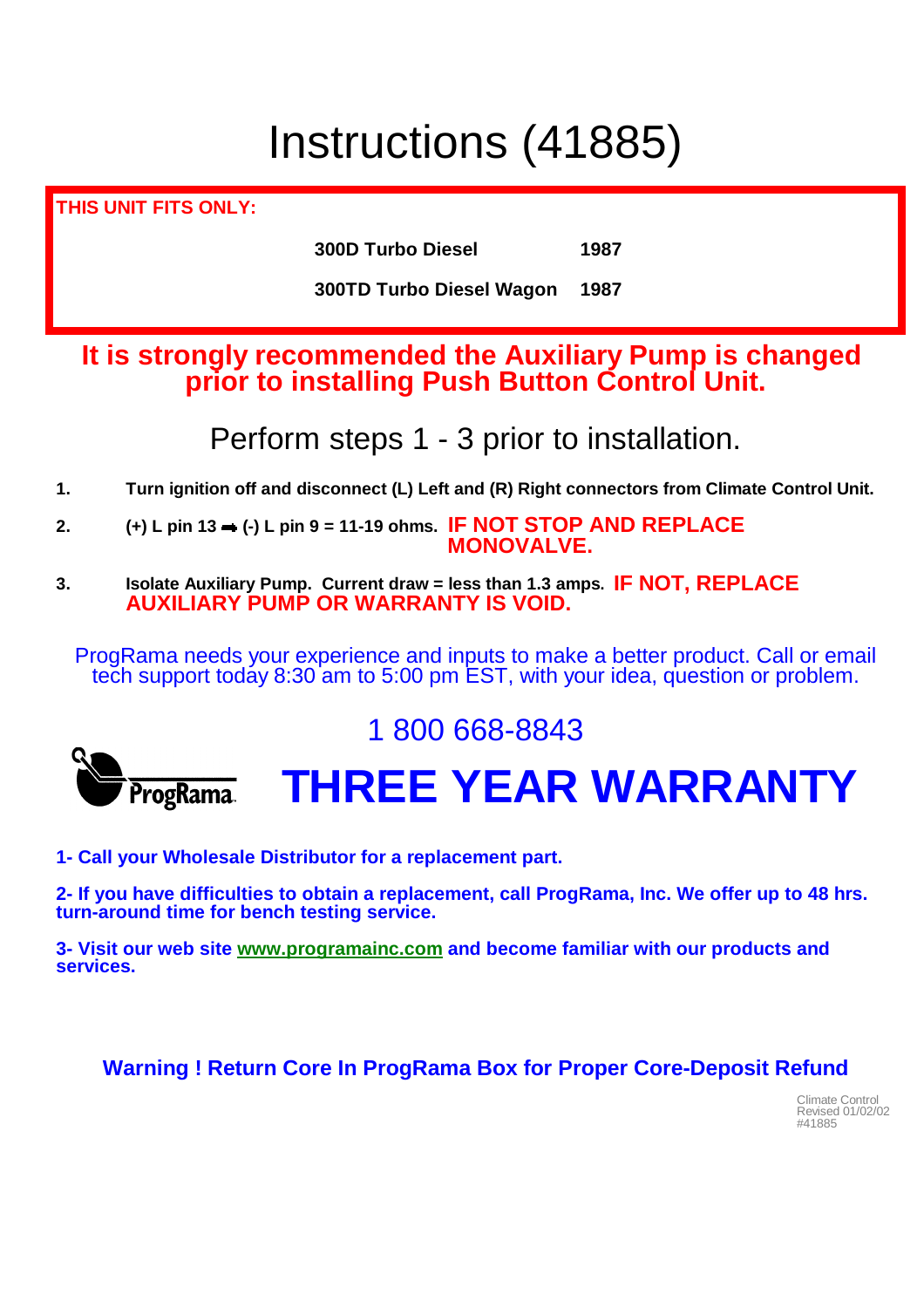# Instructions (41885)

**THIS UNIT FITS ONLY:**

| | |
|---|---|
| **300D Turbo Diesel** | **1987** |
| **300TD Turbo Diesel Wagon** | **1987** |

## It is strongly recommended the Auxiliary Pump is changed prior to installing Push Button Control Unit.

### Perform steps 1 - 3 prior to installation.

1. **Turn ignition off and disconnect (L) Left and (R) Right connectors from Climate Control Unit.**
2. **(+) L pin 13 ➡ (-) L pin 9 = 11-19 ohms.** **IF NOT STOP AND REPLACE MONOVALVE.**
3. **Isolate Auxiliary Pump. Current draw = less than 1.3 amps.** **IF NOT, REPLACE AUXILIARY PUMP OR WARRANTY IS VOID.**

ProgRama needs your experience and inputs to make a better product. Call or email tech support today 8:30 am to 5:00 pm EST, with your idea, question or problem.

1 800 668-8843

ProgRama

# THREE YEAR WARRANTY

**1- Call your Wholesale Distributor for a replacement part.**

**2- If you have difficulties to obtain a replacement, call ProgRama, Inc. We offer up to 48 hrs. turn-around time for bench testing service.**

**3- Visit our web site www.programainc.com and become familiar with our products and services.**

**Warning ! Return Core In ProgRama Box for Proper Core-Deposit Refund**

Climate Control
Revised 01/02/02
#41885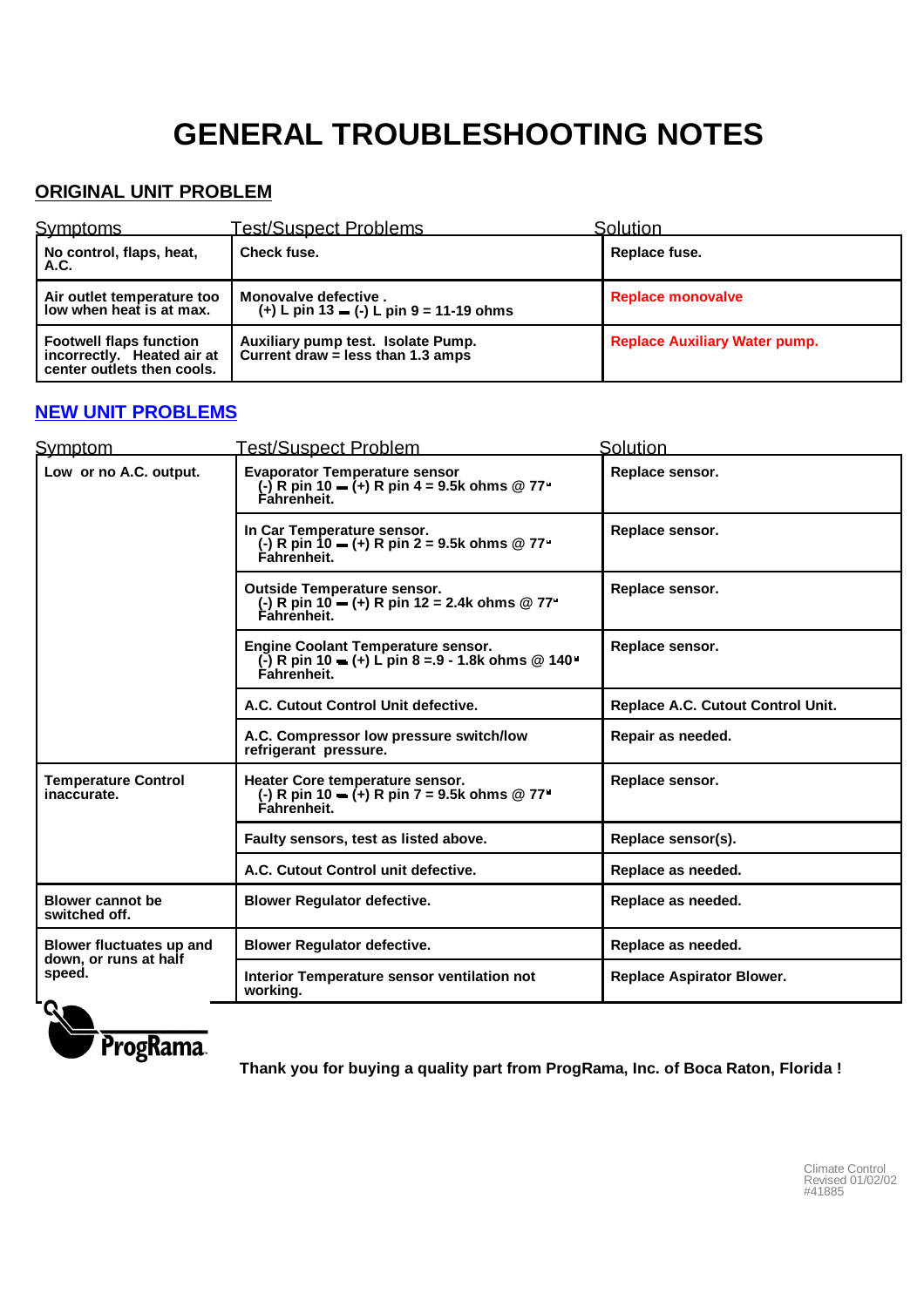# GENERAL TROUBLESHOOTING NOTES

## ORIGINAL UNIT PROBLEM

| Symptoms | Test/Suspect Problems | Solution |
|---|---|---|
| **No control, flaps, heat, A.C.** | **Check fuse.** | **Replace fuse.** |
| **Air outlet temperature too low when heat is at max.** | **Monovalve defective .** **(+) L pin 13 – (-) L pin 9 = 11-19 ohms** | **Replace monovalve** |
| **Footwell flaps function incorrectly. Heated air at center outlets then cools.** | **Auxiliary pump test. Isolate Pump.** **Current draw = less than 1.3 amps** | **Replace Auxiliary Water pump.** |

## NEW UNIT PROBLEMS

| Symptom | Test/Suspect Problem | Solution |
|---|---|---|
| **Low or no A.C. output.** | **Evaporator Temperature sensor** **(-) R pin 10 – (+) R pin 4 = 9.5k ohms @ 77° Fahrenheit.** | **Replace sensor.** |
| | **In Car Temperature sensor.** **(-) R pin 10 – (+) R pin 2 = 9.5k ohms @ 77° Fahrenheit.** | **Replace sensor.** |
| | **Outside Temperature sensor.** **(-) R pin 10 – (+) R pin 12 = 2.4k ohms @ 77° Fahrenheit.** | **Replace sensor.** |
| | **Engine Coolant Temperature sensor.** **(-) R pin 10 – (+) L pin 8 =.9 - 1.8k ohms @ 140° Fahrenheit.** | **Replace sensor.** |
| | **A.C. Cutout Control Unit defective.** | **Replace A.C. Cutout Control Unit.** |
| | **A.C. Compressor low pressure switch/low refrigerant pressure.** | **Repair as needed.** |
| **Temperature Control inaccurate.** | **Heater Core temperature sensor.** **(-) R pin 10 – (+) R pin 7 = 9.5k ohms @ 77° Fahrenheit.** | **Replace sensor.** |
| | **Faulty sensors, test as listed above.** | **Replace sensor(s).** |
| | **A.C. Cutout Control unit defective.** | **Replace as needed.** |
| **Blower cannot be switched off.** | **Blower Regulator defective.** | **Replace as needed.** |
| **Blower fluctuates up and down, or runs at half speed.** | **Blower Regulator defective.** | **Replace as needed.** |
| | **Interior Temperature sensor ventilation not working.** | **Replace Aspirator Blower.** |

ProgRama

**Thank you for buying a quality part from ProgRama, Inc. of Boca Raton, Florida !**

Climate Control
Revised 01/02/02
#41885